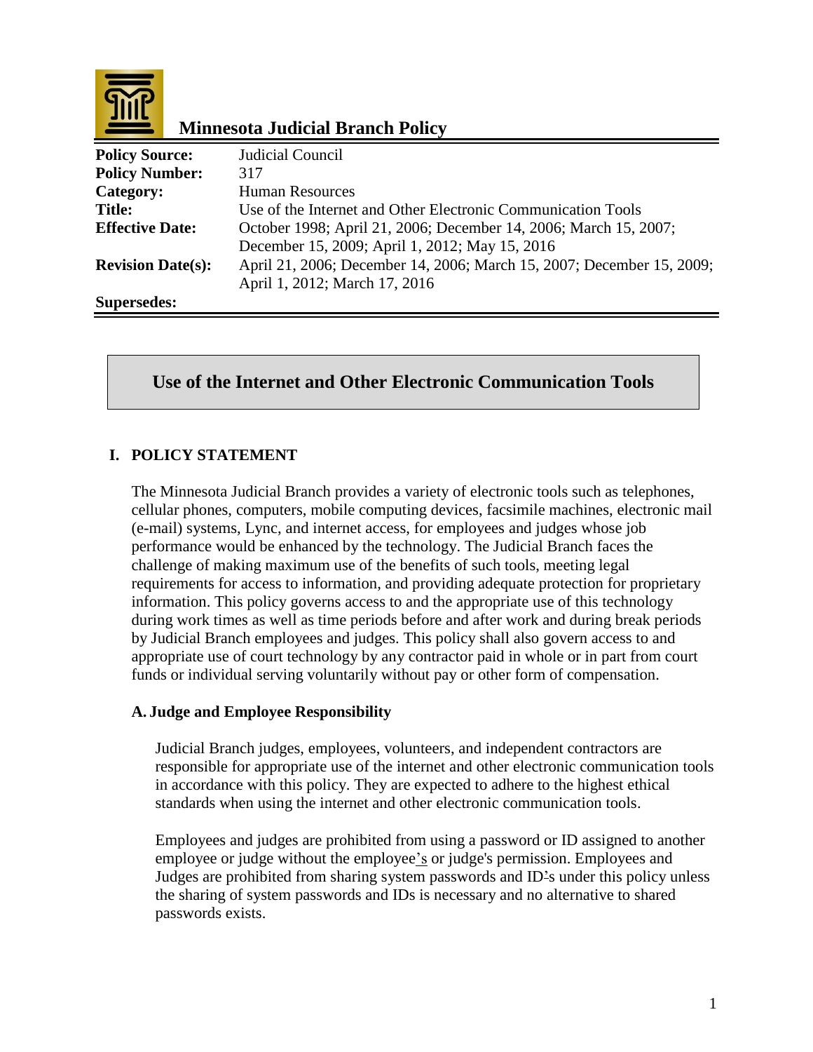# Minnesota Judicial Branch Policy

| | |
|---|---|
| **Policy Source:** | Judicial Council |
| **Policy Number:** | 317 |
| **Category:** | Human Resources |
| **Title:** | Use of the Internet and Other Electronic Communication Tools |
| **Effective Date:** | October 1998; April 21, 2006; December 14, 2006; March 15, 2007; December 15, 2009; April 1, 2012; May 15, 2016 |
| **Revision Date(s):** | April 21, 2006; December 14, 2006; March 15, 2007; December 15, 2009; April 1, 2012; March 17, 2016 |
| **Supersedes:** | |

## Use of the Internet and Other Electronic Communication Tools

### I. POLICY STATEMENT

The Minnesota Judicial Branch provides a variety of electronic tools such as telephones, cellular phones, computers, mobile computing devices, facsimile machines, electronic mail (e-mail) systems, Lync, and internet access, for employees and judges whose job performance would be enhanced by the technology. The Judicial Branch faces the challenge of making maximum use of the benefits of such tools, meeting legal requirements for access to information, and providing adequate protection for proprietary information. This policy governs access to and the appropriate use of this technology during work times as well as time periods before and after work and during break periods by Judicial Branch employees and judges. This policy shall also govern access to and appropriate use of court technology by any contractor paid in whole or in part from court funds or individual serving voluntarily without pay or other form of compensation.

#### A. Judge and Employee Responsibility

Judicial Branch judges, employees, volunteers, and independent contractors are responsible for appropriate use of the internet and other electronic communication tools in accordance with this policy. They are expected to adhere to the highest ethical standards when using the internet and other electronic communication tools.

Employees and judges are prohibited from using a password or ID assigned to another employee or judge without the employee's or judge's permission. Employees and Judges are prohibited from sharing system passwords and ID's under this policy unless the sharing of system passwords and IDs is necessary and no alternative to shared passwords exists.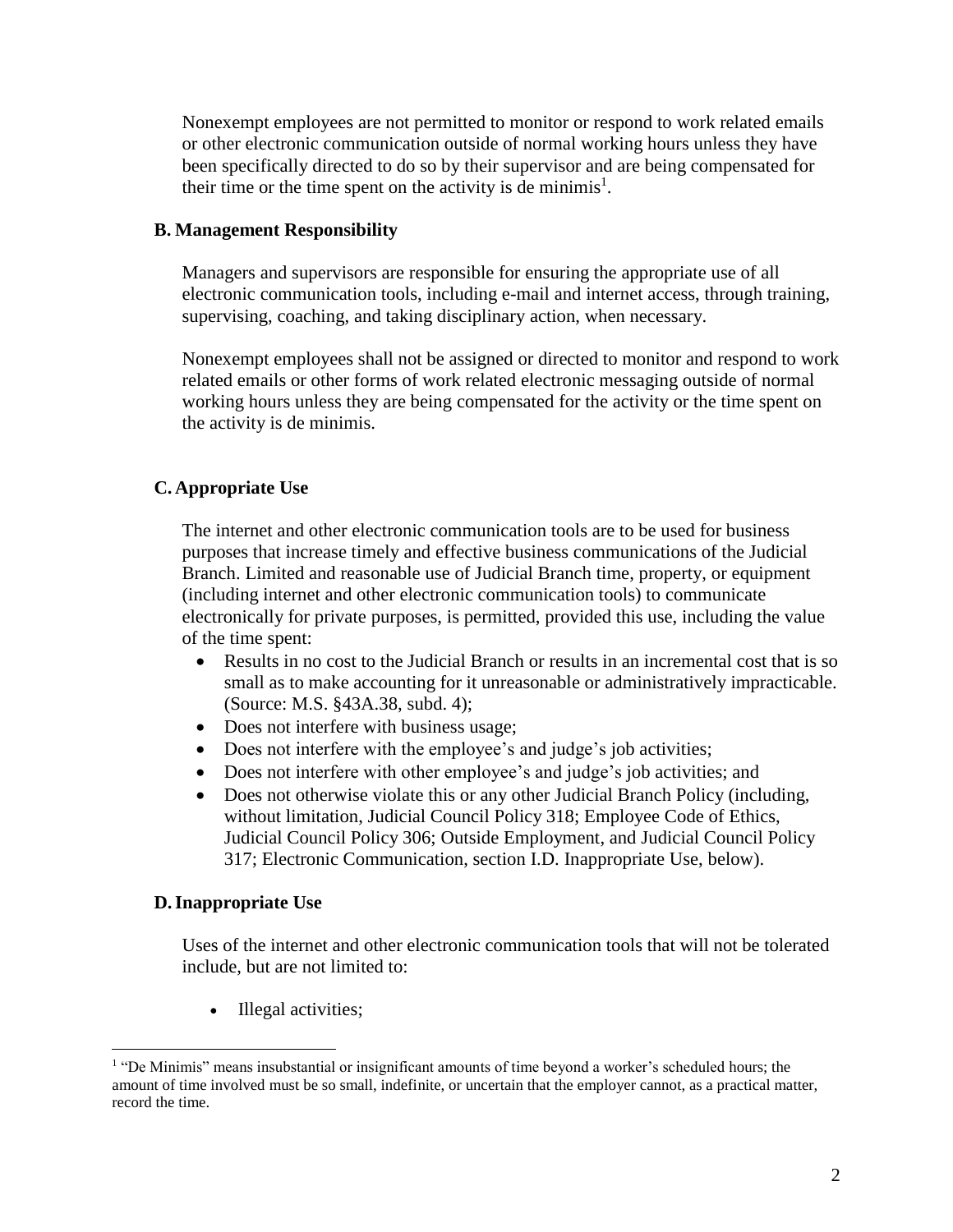Nonexempt employees are not permitted to monitor or respond to work related emails or other electronic communication outside of normal working hours unless they have been specifically directed to do so by their supervisor and are being compensated for their time or the time spent on the activity is de minimis[1].

### B. Management Responsibility

Managers and supervisors are responsible for ensuring the appropriate use of all electronic communication tools, including e-mail and internet access, through training, supervising, coaching, and taking disciplinary action, when necessary.

Nonexempt employees shall not be assigned or directed to monitor and respond to work related emails or other forms of work related electronic messaging outside of normal working hours unless they are being compensated for the activity or the time spent on the activity is de minimis.

### C. Appropriate Use

The internet and other electronic communication tools are to be used for business purposes that increase timely and effective business communications of the Judicial Branch. Limited and reasonable use of Judicial Branch time, property, or equipment (including internet and other electronic communication tools) to communicate electronically for private purposes, is permitted, provided this use, including the value of the time spent:

- Results in no cost to the Judicial Branch or results in an incremental cost that is so small as to make accounting for it unreasonable or administratively impracticable. (Source: M.S. §43A.38, subd. 4);
- Does not interfere with business usage;
- Does not interfere with the employee's and judge's job activities;
- Does not interfere with other employee's and judge's job activities; and
- Does not otherwise violate this or any other Judicial Branch Policy (including, without limitation, Judicial Council Policy 318; Employee Code of Ethics, Judicial Council Policy 306; Outside Employment, and Judicial Council Policy 317; Electronic Communication, section I.D. Inappropriate Use, below).

### D. Inappropriate Use

Uses of the internet and other electronic communication tools that will not be tolerated include, but are not limited to:

- Illegal activities;

[1] "De Minimis" means insubstantial or insignificant amounts of time beyond a worker's scheduled hours; the amount of time involved must be so small, indefinite, or uncertain that the employer cannot, as a practical matter, record the time.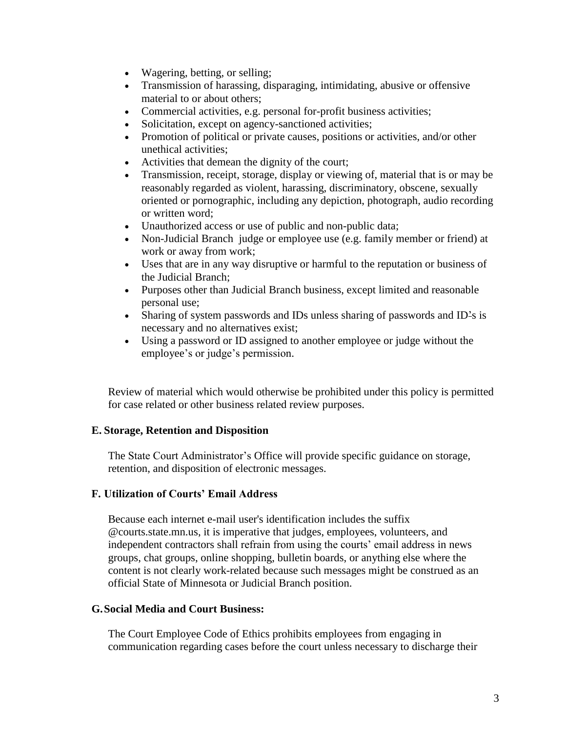- Wagering, betting, or selling;
- Transmission of harassing, disparaging, intimidating, abusive or offensive material to or about others;
- Commercial activities, e.g. personal for-profit business activities;
- Solicitation, except on agency-sanctioned activities;
- Promotion of political or private causes, positions or activities, and/or other unethical activities;
- Activities that demean the dignity of the court;
- Transmission, receipt, storage, display or viewing of, material that is or may be reasonably regarded as violent, harassing, discriminatory, obscene, sexually oriented or pornographic, including any depiction, photograph, audio recording or written word;
- Unauthorized access or use of public and non-public data;
- Non-Judicial Branch judge or employee use (e.g. family member or friend) at work or away from work;
- Uses that are in any way disruptive or harmful to the reputation or business of the Judicial Branch;
- Purposes other than Judicial Branch business, except limited and reasonable personal use;
- Sharing of system passwords and IDs unless sharing of passwords and ID's is necessary and no alternatives exist;
- Using a password or ID assigned to another employee or judge without the employee's or judge's permission.

Review of material which would otherwise be prohibited under this policy is permitted for case related or other business related review purposes.

### E. Storage, Retention and Disposition

The State Court Administrator's Office will provide specific guidance on storage, retention, and disposition of electronic messages.

### F. Utilization of Courts' Email Address

Because each internet e-mail user's identification includes the suffix @courts.state.mn.us, it is imperative that judges, employees, volunteers, and independent contractors shall refrain from using the courts' email address in news groups, chat groups, online shopping, bulletin boards, or anything else where the content is not clearly work-related because such messages might be construed as an official State of Minnesota or Judicial Branch position.

### G. Social Media and Court Business:

The Court Employee Code of Ethics prohibits employees from engaging in communication regarding cases before the court unless necessary to discharge their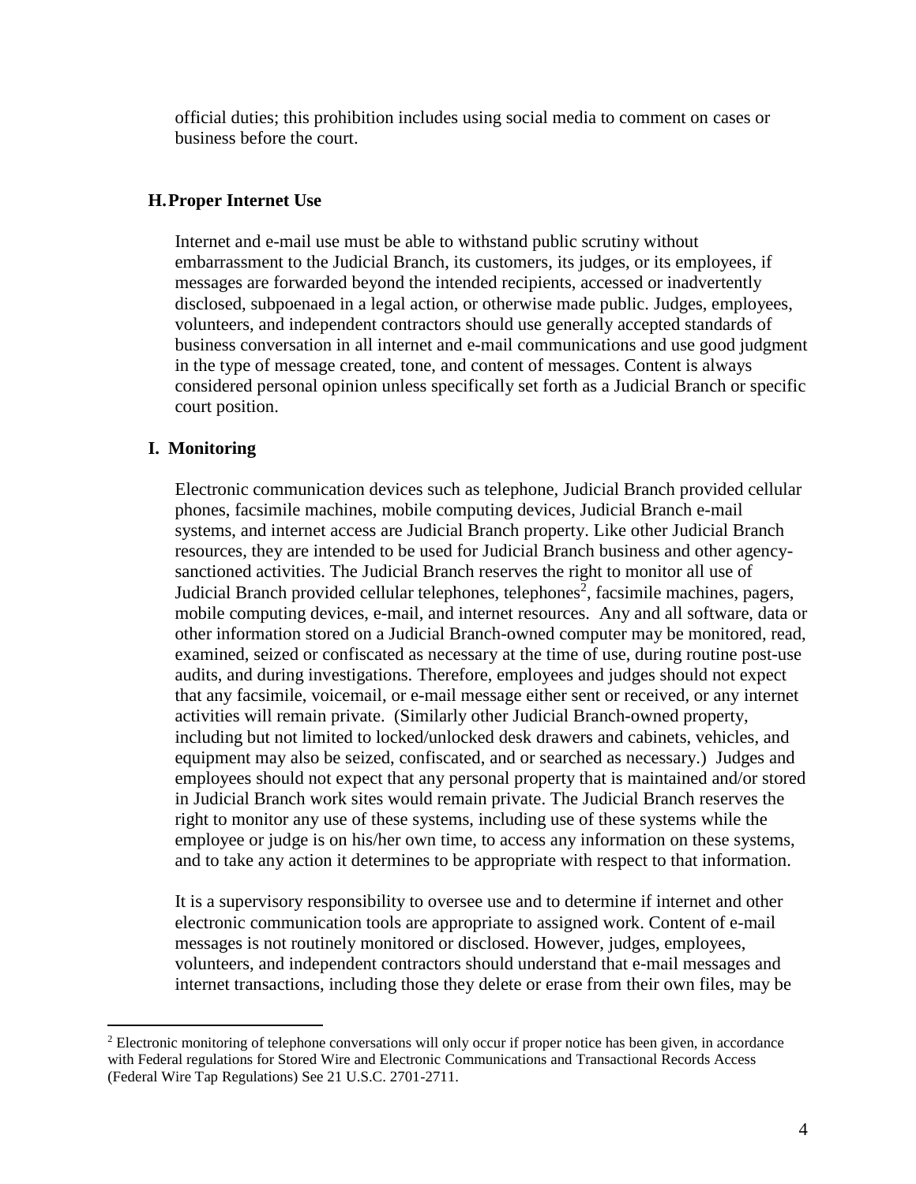official duties; this prohibition includes using social media to comment on cases or business before the court.

### H. Proper Internet Use

Internet and e-mail use must be able to withstand public scrutiny without embarrassment to the Judicial Branch, its customers, its judges, or its employees, if messages are forwarded beyond the intended recipients, accessed or inadvertently disclosed, subpoenaed in a legal action, or otherwise made public. Judges, employees, volunteers, and independent contractors should use generally accepted standards of business conversation in all internet and e-mail communications and use good judgment in the type of message created, tone, and content of messages. Content is always considered personal opinion unless specifically set forth as a Judicial Branch or specific court position.

### I. Monitoring

Electronic communication devices such as telephone, Judicial Branch provided cellular phones, facsimile machines, mobile computing devices, Judicial Branch e-mail systems, and internet access are Judicial Branch property. Like other Judicial Branch resources, they are intended to be used for Judicial Branch business and other agency-sanctioned activities. The Judicial Branch reserves the right to monitor all use of Judicial Branch provided cellular telephones, telephones[2], facsimile machines, pagers, mobile computing devices, e-mail, and internet resources. Any and all software, data or other information stored on a Judicial Branch-owned computer may be monitored, read, examined, seized or confiscated as necessary at the time of use, during routine post-use audits, and during investigations. Therefore, employees and judges should not expect that any facsimile, voicemail, or e-mail message either sent or received, or any internet activities will remain private. (Similarly other Judicial Branch-owned property, including but not limited to locked/unlocked desk drawers and cabinets, vehicles, and equipment may also be seized, confiscated, and or searched as necessary.) Judges and employees should not expect that any personal property that is maintained and/or stored in Judicial Branch work sites would remain private. The Judicial Branch reserves the right to monitor any use of these systems, including use of these systems while the employee or judge is on his/her own time, to access any information on these systems, and to take any action it determines to be appropriate with respect to that information.

It is a supervisory responsibility to oversee use and to determine if internet and other electronic communication tools are appropriate to assigned work. Content of e-mail messages is not routinely monitored or disclosed. However, judges, employees, volunteers, and independent contractors should understand that e-mail messages and internet transactions, including those they delete or erase from their own files, may be

---

[2] Electronic monitoring of telephone conversations will only occur if proper notice has been given, in accordance with Federal regulations for Stored Wire and Electronic Communications and Transactional Records Access (Federal Wire Tap Regulations) See 21 U.S.C. 2701-2711.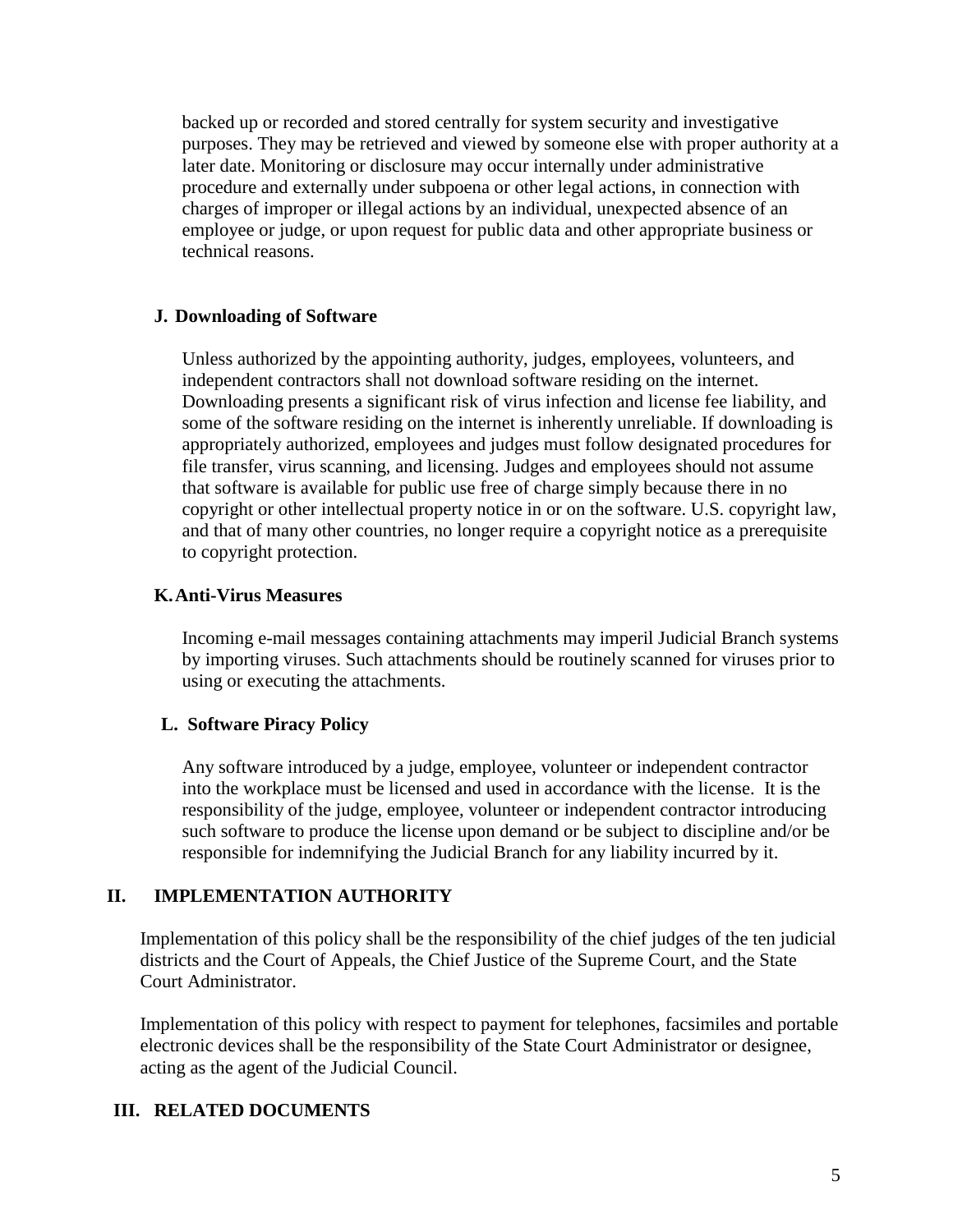backed up or recorded and stored centrally for system security and investigative purposes. They may be retrieved and viewed by someone else with proper authority at a later date. Monitoring or disclosure may occur internally under administrative procedure and externally under subpoena or other legal actions, in connection with charges of improper or illegal actions by an individual, unexpected absence of an employee or judge, or upon request for public data and other appropriate business or technical reasons.

### J. Downloading of Software

Unless authorized by the appointing authority, judges, employees, volunteers, and independent contractors shall not download software residing on the internet. Downloading presents a significant risk of virus infection and license fee liability, and some of the software residing on the internet is inherently unreliable. If downloading is appropriately authorized, employees and judges must follow designated procedures for file transfer, virus scanning, and licensing. Judges and employees should not assume that software is available for public use free of charge simply because there in no copyright or other intellectual property notice in or on the software. U.S. copyright law, and that of many other countries, no longer require a copyright notice as a prerequisite to copyright protection.

### K. Anti-Virus Measures

Incoming e-mail messages containing attachments may imperil Judicial Branch systems by importing viruses. Such attachments should be routinely scanned for viruses prior to using or executing the attachments.

### L. Software Piracy Policy

Any software introduced by a judge, employee, volunteer or independent contractor into the workplace must be licensed and used in accordance with the license. It is the responsibility of the judge, employee, volunteer or independent contractor introducing such software to produce the license upon demand or be subject to discipline and/or be responsible for indemnifying the Judicial Branch for any liability incurred by it.

## II. IMPLEMENTATION AUTHORITY

Implementation of this policy shall be the responsibility of the chief judges of the ten judicial districts and the Court of Appeals, the Chief Justice of the Supreme Court, and the State Court Administrator.

Implementation of this policy with respect to payment for telephones, facsimiles and portable electronic devices shall be the responsibility of the State Court Administrator or designee, acting as the agent of the Judicial Council.

## III. RELATED DOCUMENTS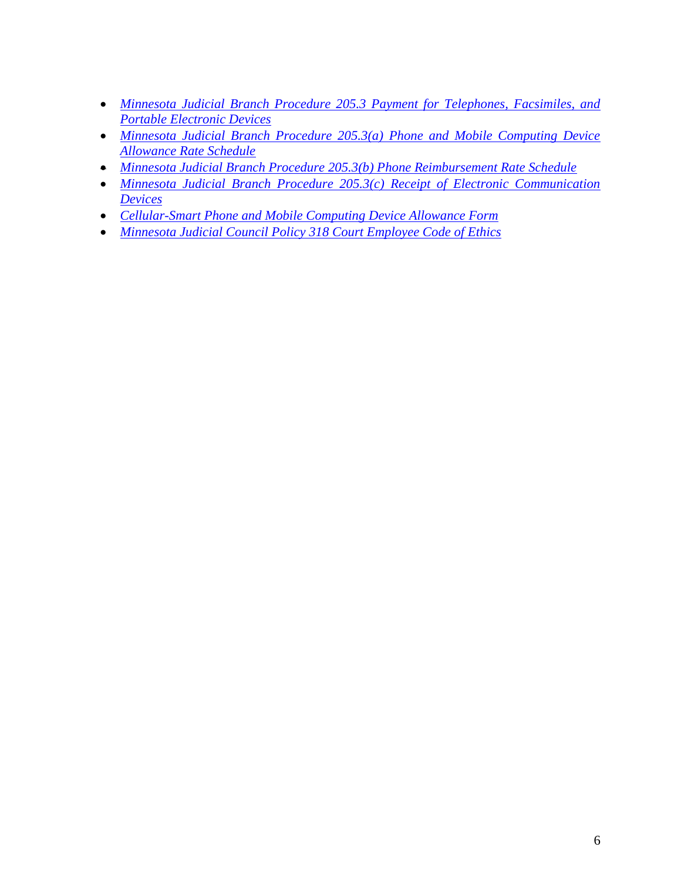- *Minnesota Judicial Branch Procedure 205.3 Payment for Telephones, Facsimiles, and Portable Electronic Devices*
- *Minnesota Judicial Branch Procedure 205.3(a) Phone and Mobile Computing Device Allowance Rate Schedule*
- *Minnesota Judicial Branch Procedure 205.3(b) Phone Reimbursement Rate Schedule*
- *Minnesota Judicial Branch Procedure 205.3(c) Receipt of Electronic Communication Devices*
- *Cellular-Smart Phone and Mobile Computing Device Allowance Form*
- *Minnesota Judicial Council Policy 318 Court Employee Code of Ethics*